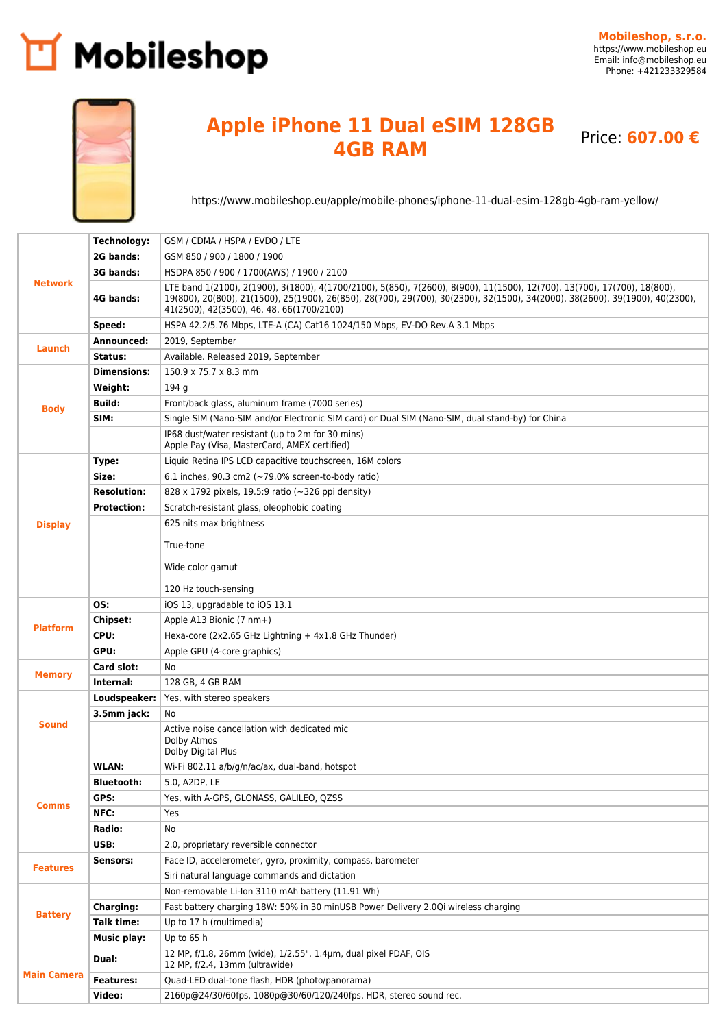**Mobileshop, s.r.o.**
https://www.mobileshop.eu
Email: info@mobileshop.eu
Phone: +421233329584

# Apple iPhone 11 Dual eSIM 128GB 4GB RAM

Price: **607.00 €**

https://www.mobileshop.eu/apple/mobile-phones/iphone-11-dual-esim-128gb-4gb-ram-yellow/

| | | |
|---|---|---|
| **Network** | **Technology:** | GSM / CDMA / HSPA / EVDO / LTE |
| | **2G bands:** | GSM 850 / 900 / 1800 / 1900 |
| | **3G bands:** | HSDPA 850 / 900 / 1700(AWS) / 1900 / 2100 |
| | **4G bands:** | LTE band 1(2100), 2(1900), 3(1800), 4(1700/2100), 5(850), 7(2600), 8(900), 11(1500), 12(700), 13(700), 17(700), 18(800), 19(800), 20(800), 21(1500), 25(1900), 26(850), 28(700), 29(700), 30(2300), 32(1500), 34(2000), 38(2600), 39(1900), 40(2300), 41(2500), 42(3500), 46, 48, 66(1700/2100) |
| | **Speed:** | HSPA 42.2/5.76 Mbps, LTE-A (CA) Cat16 1024/150 Mbps, EV-DO Rev.A 3.1 Mbps |
| **Launch** | **Announced:** | 2019, September |
| | **Status:** | Available. Released 2019, September |
| **Body** | **Dimensions:** | 150.9 x 75.7 x 8.3 mm |
| | **Weight:** | 194 g |
| | **Build:** | Front/back glass, aluminum frame (7000 series) |
| | **SIM:** | Single SIM (Nano-SIM and/or Electronic SIM card) or Dual SIM (Nano-SIM, dual stand-by) for China |
| | | IP68 dust/water resistant (up to 2m for 30 mins)<br>Apple Pay (Visa, MasterCard, AMEX certified) |
| **Display** | **Type:** | Liquid Retina IPS LCD capacitive touchscreen, 16M colors |
| | **Size:** | 6.1 inches, 90.3 cm2 (~79.0% screen-to-body ratio) |
| | **Resolution:** | 828 x 1792 pixels, 19.5:9 ratio (~326 ppi density) |
| | **Protection:** | Scratch-resistant glass, oleophobic coating |
| | | 625 nits max brightness<br>True-tone<br>Wide color gamut<br>120 Hz touch-sensing |
| **Platform** | **OS:** | iOS 13, upgradable to iOS 13.1 |
| | **Chipset:** | Apple A13 Bionic (7 nm+) |
| | **CPU:** | Hexa-core (2x2.65 GHz Lightning + 4x1.8 GHz Thunder) |
| | **GPU:** | Apple GPU (4-core graphics) |
| **Memory** | **Card slot:** | No |
| | **Internal:** | 128 GB, 4 GB RAM |
| **Sound** | **Loudspeaker:** | Yes, with stereo speakers |
| | **3.5mm jack:** | No |
| | | Active noise cancellation with dedicated mic<br>Dolby Atmos<br>Dolby Digital Plus |
| **Comms** | **WLAN:** | Wi-Fi 802.11 a/b/g/n/ac/ax, dual-band, hotspot |
| | **Bluetooth:** | 5.0, A2DP, LE |
| | **GPS:** | Yes, with A-GPS, GLONASS, GALILEO, QZSS |
| | **NFC:** | Yes |
| | **Radio:** | No |
| | **USB:** | 2.0, proprietary reversible connector |
| **Features** | **Sensors:** | Face ID, accelerometer, gyro, proximity, compass, barometer |
| | | Siri natural language commands and dictation |
| **Battery** | | Non-removable Li-Ion 3110 mAh battery (11.91 Wh) |
| | **Charging:** | Fast battery charging 18W: 50% in 30 minUSB Power Delivery 2.0Qi wireless charging |
| | **Talk time:** | Up to 17 h (multimedia) |
| | **Music play:** | Up to 65 h |
| **Main Camera** | **Dual:** | 12 MP, f/1.8, 26mm (wide), 1/2.55", 1.4µm, dual pixel PDAF, OIS<br>12 MP, f/2.4, 13mm (ultrawide) |
| | **Features:** | Quad-LED dual-tone flash, HDR (photo/panorama) |
| | **Video:** | 2160p@24/30/60fps, 1080p@30/60/120/240fps, HDR, stereo sound rec. |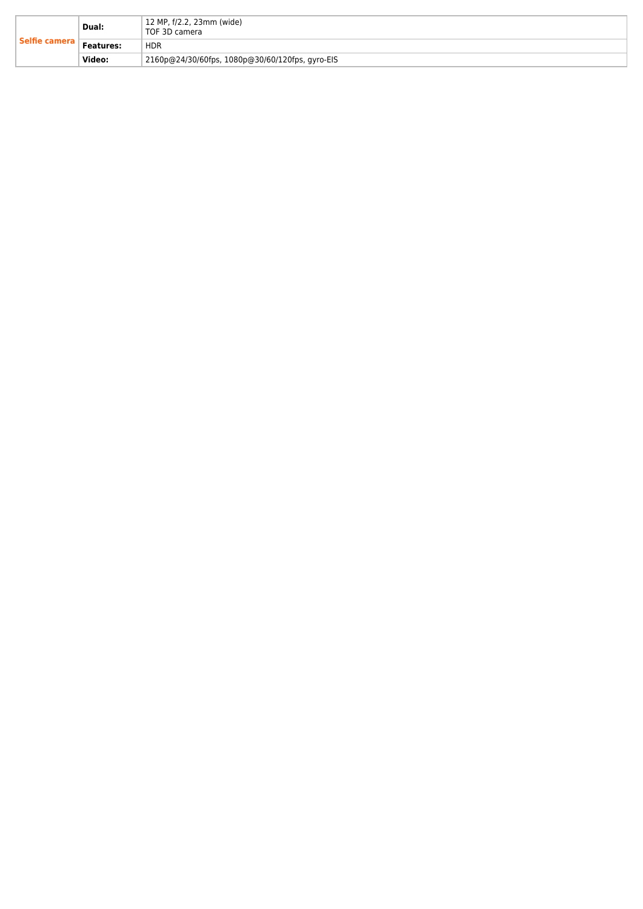| | | |
|---|---|---|
| **Selfie camera** | **Dual:** | 12 MP, f/2.2, 23mm (wide)<br>TOF 3D camera |
| | **Features:** | HDR |
| | **Video:** | 2160p@24/30/60fps, 1080p@30/60/120fps, gyro-EIS |